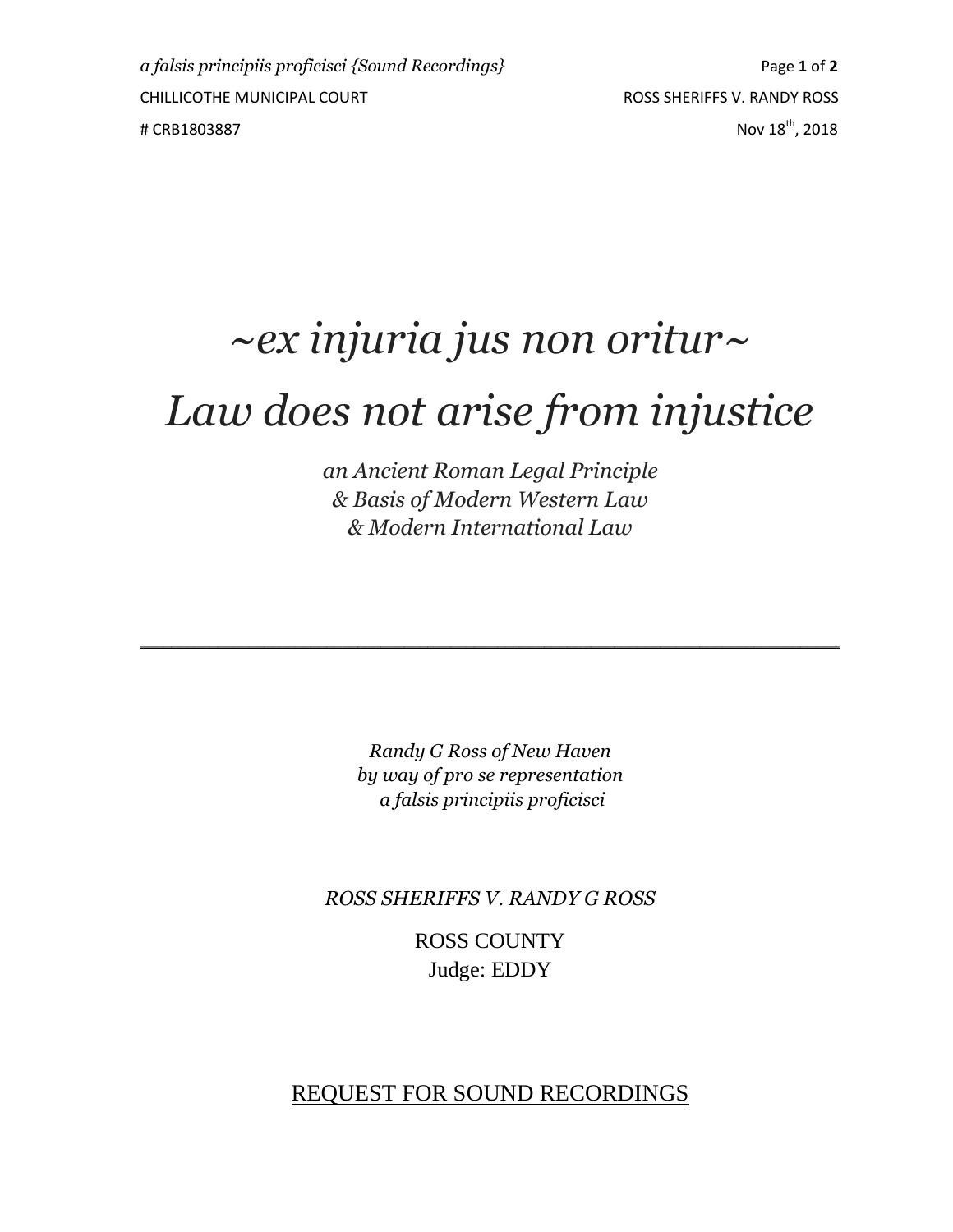# ~ex injuria jus non oritur~

# *Law does not arise from injustice*

*an Ancient Roman Legal Principle*
*& Basis of Modern Western Law*
*& Modern International Law*

---

*Randy G Ross of New Haven*
*by way of pro se representation*
*a falsis principiis proficisci*

*ROSS SHERIFFS V. RANDY G ROSS*

ROSS COUNTY
Judge: EDDY

REQUEST FOR SOUND RECORDINGS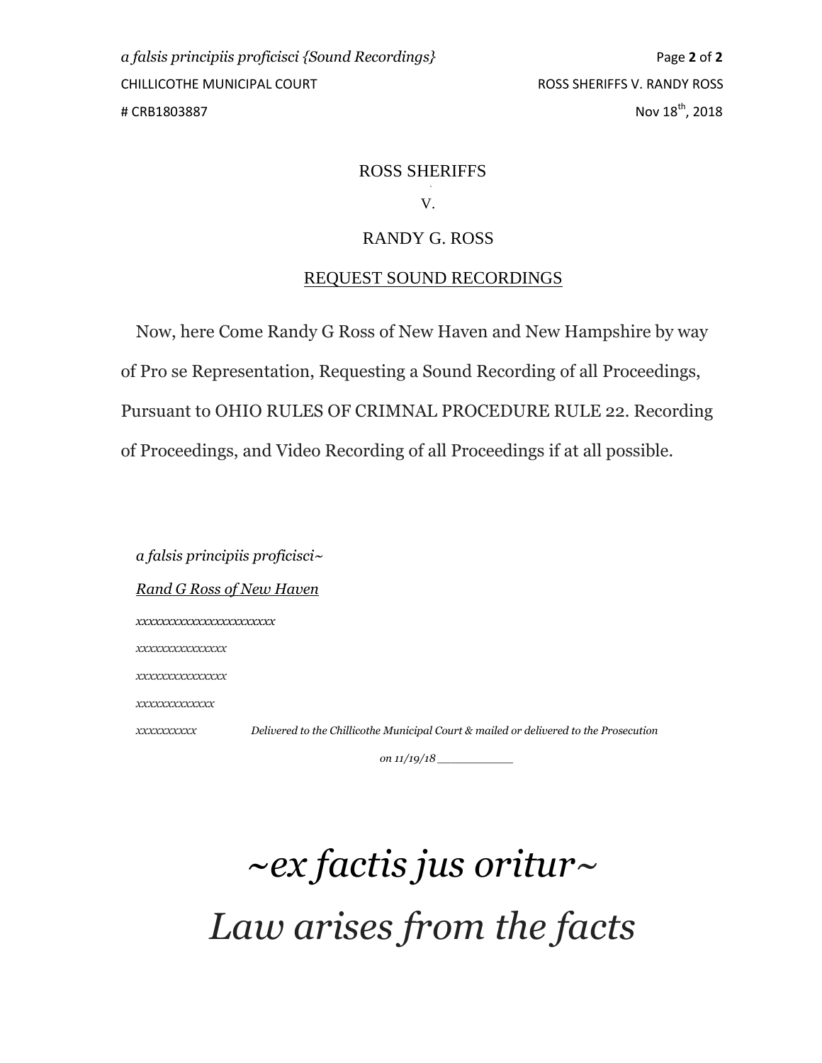ROSS SHERIFFS

V.

RANDY G. ROSS

<u>REQUEST SOUND RECORDINGS</u>

Now, here Come Randy G Ross of New Haven and New Hampshire by way of Pro se Representation, Requesting a Sound Recording of all Proceedings, Pursuant to OHIO RULES OF CRIMNAL PROCEDURE RULE 22. Recording of Proceedings, and Video Recording of all Proceedings if at all possible.

*a falsis principiis proficisci~*

*<u>Rand G Ross of New Haven</u>*

*xxxxxxxxxxxxxxxxxxxxxx*

*xxxxxxxxxxxxxxx*

*xxxxxxxxxxxxxxx*

*xxxxxxxxxxxxx*

*xxxxxxxxxx* *Delivered to the Chillicothe Municipal Court & mailed or delivered to the Prosecution on 11/19/18 ___________*

# *~ex factis jus oritur~*

# *Law arises from the facts*